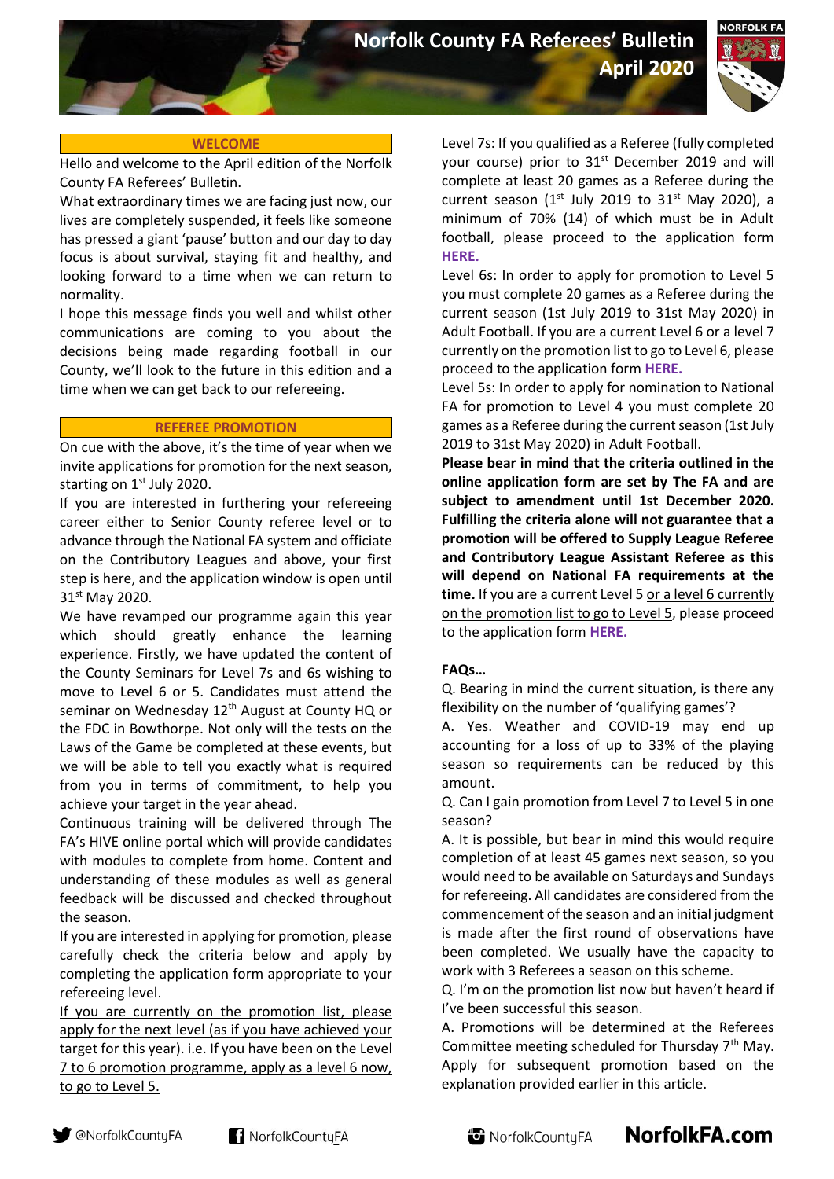# Norfolk County FA Referees' Bulletin
## April 2020

## WELCOME

Hello and welcome to the April edition of the Norfolk County FA Referees' Bulletin.

What extraordinary times we are facing just now, our lives are completely suspended, it feels like someone has pressed a giant 'pause' button and our day to day focus is about survival, staying fit and healthy, and looking forward to a time when we can return to normality.

I hope this message finds you well and whilst other communications are coming to you about the decisions being made regarding football in our County, we'll look to the future in this edition and a time when we can get back to our refereeing.

## REFEREE PROMOTION

On cue with the above, it's the time of year when we invite applications for promotion for the next season, starting on 1st July 2020.

If you are interested in furthering your refereeing career either to Senior County referee level or to advance through the National FA system and officiate on the Contributory Leagues and above, your first step is here, and the application window is open until 31st May 2020.

We have revamped our programme again this year which should greatly enhance the learning experience. Firstly, we have updated the content of the County Seminars for Level 7s and 6s wishing to move to Level 6 or 5. Candidates must attend the seminar on Wednesday 12th August at County HQ or the FDC in Bowthorpe. Not only will the tests on the Laws of the Game be completed at these events, but we will be able to tell you exactly what is required from you in terms of commitment, to help you achieve your target in the year ahead.

Continuous training will be delivered through The FA's HIVE online portal which will provide candidates with modules to complete from home. Content and understanding of these modules as well as general feedback will be discussed and checked throughout the season.

If you are interested in applying for promotion, please carefully check the criteria below and apply by completing the application form appropriate to your refereeing level.

If you are currently on the promotion list, please apply for the next level (as if you have achieved your target for this year). i.e. If you have been on the Level 7 to 6 promotion programme, apply as a level 6 now, to go to Level 5.

Level 7s: If you qualified as a Referee (fully completed your course) prior to 31st December 2019 and will complete at least 20 games as a Referee during the current season (1st July 2019 to 31st May 2020), a minimum of 70% (14) of which must be in Adult football, please proceed to the application form **HERE.**

Level 6s: In order to apply for promotion to Level 5 you must complete 20 games as a Referee during the current season (1st July 2019 to 31st May 2020) in Adult Football. If you are a current Level 6 or a level 7 currently on the promotion list to go to Level 6, please proceed to the application form **HERE.**

Level 5s: In order to apply for nomination to National FA for promotion to Level 4 you must complete 20 games as a Referee during the current season (1st July 2019 to 31st May 2020) in Adult Football.

**Please bear in mind that the criteria outlined in the online application form are set by The FA and are subject to amendment until 1st December 2020. Fulfilling the criteria alone will not guarantee that a promotion will be offered to Supply League Referee and Contributory League Assistant Referee as this will depend on National FA requirements at the time.** If you are a current Level 5 or a level 6 currently on the promotion list to go to Level 5, please proceed to the application form **HERE.**

**FAQs…**

Q. Bearing in mind the current situation, is there any flexibility on the number of 'qualifying games'?

A. Yes. Weather and COVID-19 may end up accounting for a loss of up to 33% of the playing season so requirements can be reduced by this amount.

Q. Can I gain promotion from Level 7 to Level 5 in one season?

A. It is possible, but bear in mind this would require completion of at least 45 games next season, so you would need to be available on Saturdays and Sundays for refereeing. All candidates are considered from the commencement of the season and an initial judgment is made after the first round of observations have been completed. We usually have the capacity to work with 3 Referees a season on this scheme.

Q. I'm on the promotion list now but haven't heard if I've been successful this season.

A. Promotions will be determined at the Referees Committee meeting scheduled for Thursday 7th May. Apply for subsequent promotion based on the explanation provided earlier in this article.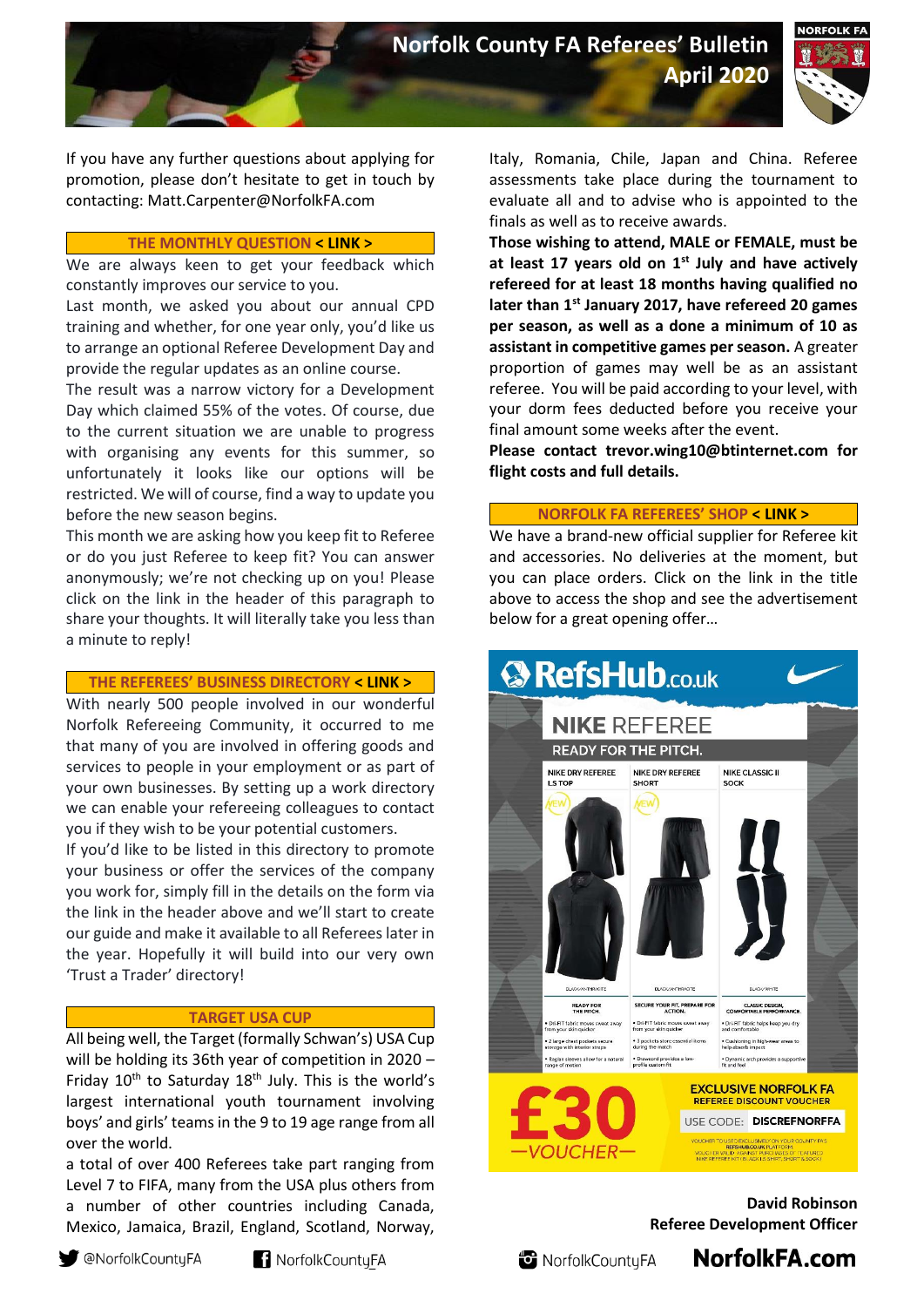# Norfolk County FA Referees' Bulletin April 2020

If you have any further questions about applying for promotion, please don't hesitate to get in touch by contacting: Matt.Carpenter@NorfolkFA.com

## THE MONTHLY QUESTION < LINK >

We are always keen to get your feedback which constantly improves our service to you.

Last month, we asked you about our annual CPD training and whether, for one year only, you'd like us to arrange an optional Referee Development Day and provide the regular updates as an online course.

The result was a narrow victory for a Development Day which claimed 55% of the votes. Of course, due to the current situation we are unable to progress with organising any events for this summer, so unfortunately it looks like our options will be restricted. We will of course, find a way to update you before the new season begins.

This month we are asking how you keep fit to Referee or do you just Referee to keep fit? You can answer anonymously; we're not checking up on you! Please click on the link in the header of this paragraph to share your thoughts. It will literally take you less than a minute to reply!

## THE REFEREES' BUSINESS DIRECTORY < LINK >

With nearly 500 people involved in our wonderful Norfolk Refereeing Community, it occurred to me that many of you are involved in offering goods and services to people in your employment or as part of your own businesses. By setting up a work directory we can enable your refereeing colleagues to contact you if they wish to be your potential customers.

If you'd like to be listed in this directory to promote your business or offer the services of the company you work for, simply fill in the details on the form via the link in the header above and we'll start to create our guide and make it available to all Referees later in the year. Hopefully it will build into our very own 'Trust a Trader' directory!

## TARGET USA CUP

All being well, the Target (formally Schwan's) USA Cup will be holding its 36th year of competition in 2020 – Friday 10th to Saturday 18th July. This is the world's largest international youth tournament involving boys' and girls' teams in the 9 to 19 age range from all over the world.

a total of over 400 Referees take part ranging from Level 7 to FIFA, many from the USA plus others from a number of other countries including Canada, Mexico, Jamaica, Brazil, England, Scotland, Norway, Italy, Romania, Chile, Japan and China. Referee assessments take place during the tournament to evaluate all and to advise who is appointed to the finals as well as to receive awards.

**Those wishing to attend, MALE or FEMALE, must be at least 17 years old on 1st July and have actively refereed for at least 18 months having qualified no later than 1st January 2017, have refereed 20 games per season, as well as a done a minimum of 10 as assistant in competitive games per season.** A greater proportion of games may well be as an assistant referee. You will be paid according to your level, with your dorm fees deducted before you receive your final amount some weeks after the event.

**Please contact trevor.wing10@btinternet.com for flight costs and full details.**

## NORFOLK FA REFEREES' SHOP < LINK >

We have a brand-new official supplier for Referee kit and accessories. No deliveries at the moment, but you can place orders. Click on the link in the title above to access the shop and see the advertisement below for a great opening offer…

RefsHub.co.uk

NIKE REFEREE

READY FOR THE PITCH.

NIKE DRY REFEREE LS TOP

NIKE DRY REFEREE SHORT

NIKE CLASSIC II SOCK

£30 VOUCHER

EXCLUSIVE NORFOLK FA REFEREE DISCOUNT VOUCHER

USE CODE: DISCREFNORFFA

**David Robinson**
**Referee Development Officer**